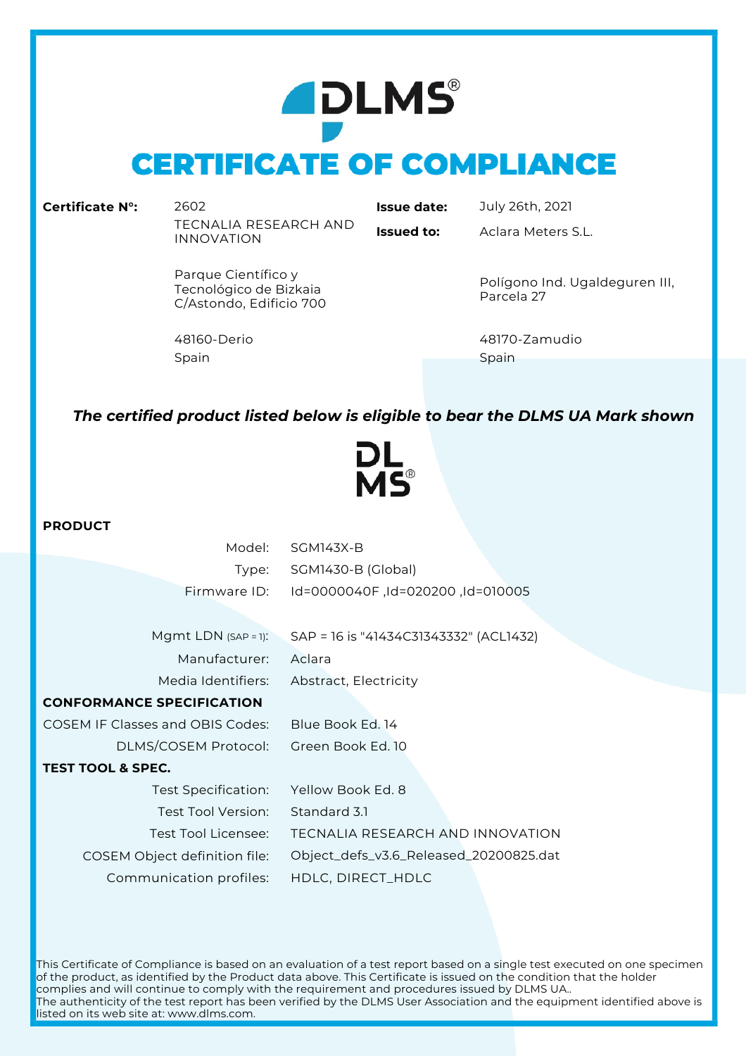# DLMS®

# CERTIFICATE OF COMPLIANCE

| | | | |
|---|---|---|---|
| **Certificate N°:** | 2602 | **Issue date:** | July 26th, 2021 |
| | TECNALIA RESEARCH AND INNOVATION | **Issued to:** | Aclara Meters S.L. |
| | Parque Científico y Tecnológico de Bizkaia C/Astondo, Edificio 700 | | Polígono Ind. Ugaldeguren III, Parcela 27 |
| | 48160-Derio Spain | | 48170-Zamudio Spain |

***The certified product listed below is eligible to bear the DLMS UA Mark shown***

DL MS®

**PRODUCT**

| | |
|---|---|
| Model: | SGM143X-B |
| Type: | SGM1430-B (Global) |
| Firmware ID: | Id=0000040F ,Id=020200 ,Id=010005 |
| Mgmt LDN (SAP = 1): | SAP = 16 is "41434C31343332" (ACL1432) |
| Manufacturer: | Aclara |
| Media Identifiers: | Abstract, Electricity |

**CONFORMANCE SPECIFICATION**

| | |
|---|---|
| COSEM IF Classes and OBIS Codes: | Blue Book Ed. 14 |
| DLMS/COSEM Protocol: | Green Book Ed. 10 |

**TEST TOOL & SPEC.**

| | |
|---|---|
| Test Specification: | Yellow Book Ed. 8 |
| Test Tool Version: | Standard 3.1 |
| Test Tool Licensee: | TECNALIA RESEARCH AND INNOVATION |
| COSEM Object definition file: | Object_defs_v3.6_Released_20200825.dat |
| Communication profiles: | HDLC, DIRECT_HDLC |

This Certificate of Compliance is based on an evaluation of a test report based on a single test executed on one specimen of the product, as identified by the Product data above. This Certificate is issued on the condition that the holder complies and will continue to comply with the requirement and procedures issued by DLMS UA..
The authenticity of the test report has been verified by the DLMS User Association and the equipment identified above is listed on its web site at: www.dlms.com.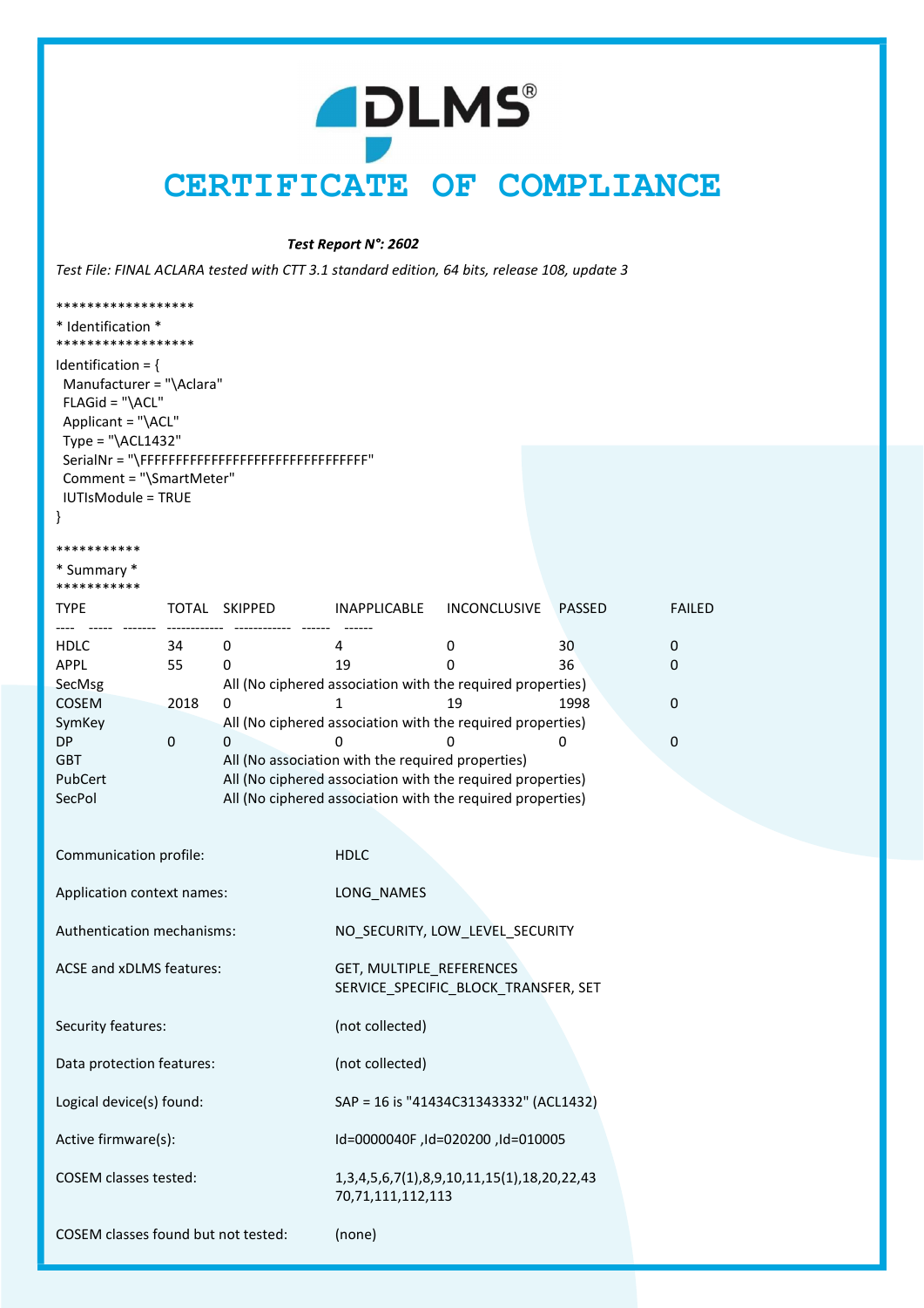# DLMS®

# CERTIFICATE OF COMPLIANCE

***Test Report N°: 2602***

*Test File: FINAL ACLARA tested with CTT 3.1 standard edition, 64 bits, release 108, update 3*

```
******************
* Identification *
******************
Identification = {
  Manufacturer = "\Aclara"
  FLAGid = "\ACL"
  Applicant = "\ACL"
  Type = "\ACL1432"
  SerialNr = "\FFFFFFFFFFFFFFFFFFFFFFFFFFFFFFFF"
  Comment = "\SmartMeter"
  IUTIsModule = TRUE
}

***********
* Summary *
***********
```

| TYPE | TOTAL | SKIPPED | INAPPLICABLE | INCONCLUSIVE | PASSED | FAILED |
|---|---|---|---|---|---|---|
| HDLC | 34 | 0 | 4 | 0 | 30 | 0 |
| APPL | 55 | 0 | 19 | 0 | 36 | 0 |
| SecMsg | | All (No ciphered association with the required properties) | | | | |
| COSEM | 2018 | 0 | 1 | 19 | 1998 | 0 |
| SymKey | | All (No ciphered association with the required properties) | | | | |
| DP | 0 | 0 | 0 | 0 | 0 | 0 |
| GBT | | All (No association with the required properties) | | | | |
| PubCert | | All (No ciphered association with the required properties) | | | | |
| SecPol | | All (No ciphered association with the required properties) | | | | |

| | |
|---|---|
| Communication profile: | HDLC |
| Application context names: | LONG_NAMES |
| Authentication mechanisms: | NO_SECURITY, LOW_LEVEL_SECURITY |
| ACSE and xDLMS features: | GET, MULTIPLE_REFERENCES SERVICE_SPECIFIC_BLOCK_TRANSFER, SET |
| Security features: | (not collected) |
| Data protection features: | (not collected) |
| Logical device(s) found: | SAP = 16 is "41434C31343332" (ACL1432) |
| Active firmware(s): | Id=0000040F ,Id=020200 ,Id=010005 |
| COSEM classes tested: | 1,3,4,5,6,7(1),8,9,10,11,15(1),18,20,22,43 70,71,111,112,113 |
| COSEM classes found but not tested: | (none) |